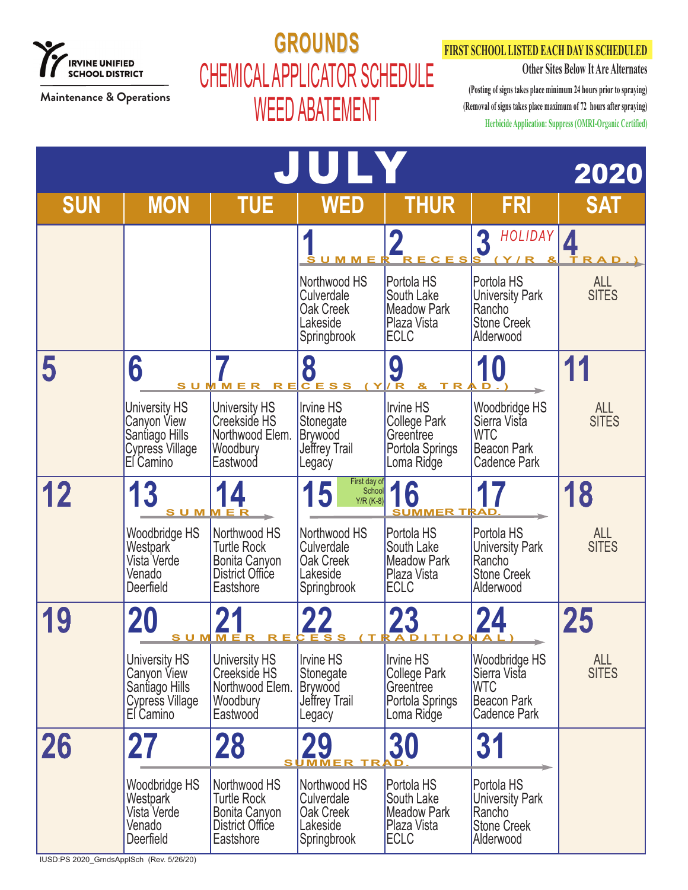IRVINE UNIFIED SCHOOL DISTRICT

Maintenance & Operations

# GROUNDS
# CHEMICAL APPLICATOR SCHEDULE
# WEED ABATEMENT

**FIRST SCHOOL LISTED EACH DAY IS SCHEDULED**

**Other Sites Below It Are Alternates**

(Posting of signs takes place minimum 24 hours prior to spraying)

(Removal of signs takes place maximum of 72 hours after spraying)

Herbicide Application: Suppress (OMRI-Organic Certified)

## JULY 2020

| SUN | MON | TUE | WED | THUR | FRI | SAT |
|---|---|---|---|---|---|---|
| | | | **1** SUMMER RECESS (Y/R & TRAD.)<br>Northwood HS<br>Culverdale<br>Oak Creek<br>Lakeside<br>Springbrook | **2**<br>Portola HS<br>South Lake<br>Meadow Park<br>Plaza Vista<br>ECLC | **3** HOLIDAY<br>Portola HS<br>University Park<br>Rancho<br>Stone Creek<br>Alderwood | **4**<br>ALL SITES |
| **5** | **6** SUMMER RECESS (Y/R & TRAD.)<br>University HS<br>Canyon View<br>Santiago Hills<br>Cypress Village<br>El Camino | **7**<br>University HS<br>Creekside HS<br>Northwood Elem.<br>Woodbury<br>Eastwood | **8**<br>Irvine HS<br>Stonegate<br>Brywood<br>Jeffrey Trail<br>Legacy | **9**<br>Irvine HS<br>College Park<br>Greentree<br>Portola Springs<br>Loma Ridge | **10**<br>Woodbridge HS<br>Sierra Vista<br>WTC<br>Beacon Park<br>Cadence Park | **11**<br>ALL SITES |
| **12** | **13** SUMMER<br>Woodbridge HS<br>Westpark<br>Vista Verde<br>Venado<br>Deerfield | **14**<br>Northwood HS<br>Turtle Rock<br>Bonita Canyon<br>District Office<br>Eastshore | **15** First day of School Y/R (K-8)<br>Northwood HS<br>Culverdale<br>Oak Creek<br>Lakeside<br>Springbrook | **16** SUMMER TRAD.<br>Portola HS<br>South Lake<br>Meadow Park<br>Plaza Vista<br>ECLC | **17**<br>Portola HS<br>University Park<br>Rancho<br>Stone Creek<br>Alderwood | **18**<br>ALL SITES |
| **19** | **20** SUMMER RECESS (TRADITIONAL)<br>University HS<br>Canyon View<br>Santiago Hills<br>Cypress Village<br>El Camino | **21**<br>University HS<br>Creekside HS<br>Northwood Elem.<br>Woodbury<br>Eastwood | **22**<br>Irvine HS<br>Stonegate<br>Brywood<br>Jeffrey Trail<br>Legacy | **23**<br>Irvine HS<br>College Park<br>Greentree<br>Portola Springs<br>Loma Ridge | **24**<br>Woodbridge HS<br>Sierra Vista<br>WTC<br>Beacon Park<br>Cadence Park | **25**<br>ALL SITES |
| **26** | **27**<br>Woodbridge HS<br>Westpark<br>Vista Verde<br>Venado<br>Deerfield | **28**<br>Northwood HS<br>Turtle Rock<br>Bonita Canyon<br>District Office<br>Eastshore | **29** SUMMER TRAD.<br>Northwood HS<br>Culverdale<br>Oak Creek<br>Lakeside<br>Springbrook | **30**<br>Portola HS<br>South Lake<br>Meadow Park<br>Plaza Vista<br>ECLC | **31**<br>Portola HS<br>University Park<br>Rancho<br>Stone Creek<br>Alderwood | |

IUSD:PS 2020_GrndsApplSch (Rev. 5/26/20)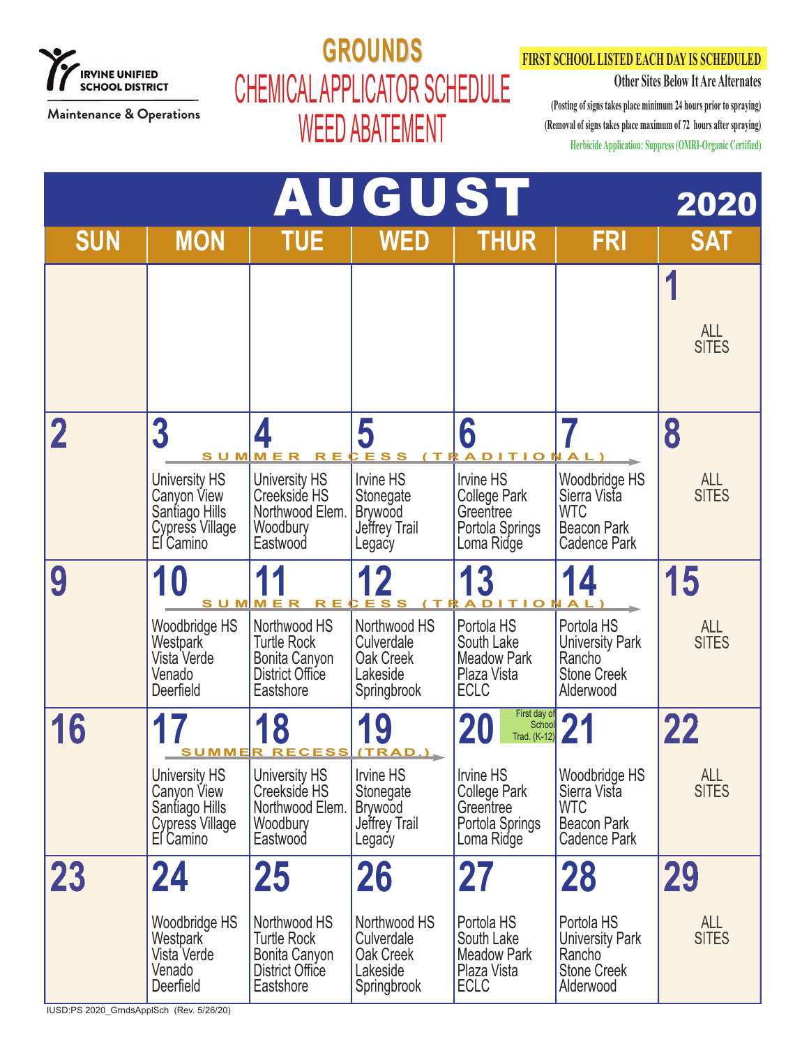IRVINE UNIFIED SCHOOL DISTRICT

Maintenance & Operations

# GROUNDS
## CHEMICAL APPLICATOR SCHEDULE
## WEED ABATEMENT

**FIRST SCHOOL LISTED EACH DAY IS SCHEDULED**

**Other Sites Below It Are Alternates**

(Posting of signs takes place minimum 24 hours prior to spraying)

(Removal of signs takes place maximum of 72 hours after spraying)

Herbicide Application: Suppress (OMRI-Organic Certified)

## AUGUST 2020

| SUN | MON | TUE | WED | THUR | FRI | SAT |
|---|---|---|---|---|---|---|
| | | | | | | 1<br>ALL SITES |
| 2 | 3 SUMMER RECESS (TRADITIONAL)<br>University HS<br>Canyon View<br>Santiago Hills<br>Cypress Village<br>El Camino | 4<br>University HS<br>Creekside HS<br>Northwood Elem.<br>Woodbury<br>Eastwood | 5<br>Irvine HS<br>Stonegate<br>Brywood<br>Jeffrey Trail<br>Legacy | 6<br>Irvine HS<br>College Park<br>Greentree<br>Portola Springs<br>Loma Ridge | 7<br>Woodbridge HS<br>Sierra Vista<br>WTC<br>Beacon Park<br>Cadence Park | 8<br>ALL SITES |
| 9 | 10 SUMMER RECESS (TRADITIONAL)<br>Woodbridge HS<br>Westpark<br>Vista Verde<br>Venado<br>Deerfield | 11<br>Northwood HS<br>Turtle Rock<br>Bonita Canyon<br>District Office<br>Eastshore | 12<br>Northwood HS<br>Culverdale<br>Oak Creek<br>Lakeside<br>Springbrook | 13<br>Portola HS<br>South Lake<br>Meadow Park<br>Plaza Vista<br>ECLC | 14<br>Portola HS<br>University Park<br>Rancho<br>Stone Creek<br>Alderwood | 15<br>ALL SITES |
| 16 | 17 SUMMER RECESS (TRAD.)<br>University HS<br>Canyon View<br>Santiago Hills<br>Cypress Village<br>El Camino | 18<br>University HS<br>Creekside HS<br>Northwood Elem.<br>Woodbury<br>Eastwood | 19<br>Irvine HS<br>Stonegate<br>Brywood<br>Jeffrey Trail<br>Legacy | 20 First day of School Trad. (K-12)<br>Irvine HS<br>College Park<br>Greentree<br>Portola Springs<br>Loma Ridge | 21<br>Woodbridge HS<br>Sierra Vista<br>WTC<br>Beacon Park<br>Cadence Park | 22<br>ALL SITES |
| 23 | 24<br>Woodbridge HS<br>Westpark<br>Vista Verde<br>Venado<br>Deerfield | 25<br>Northwood HS<br>Turtle Rock<br>Bonita Canyon<br>District Office<br>Eastshore | 26<br>Northwood HS<br>Culverdale<br>Oak Creek<br>Lakeside<br>Springbrook | 27<br>Portola HS<br>South Lake<br>Meadow Park<br>Plaza Vista<br>ECLC | 28<br>Portola HS<br>University Park<br>Rancho<br>Stone Creek<br>Alderwood | 29<br>ALL SITES |

IUSD:PS 2020_GrndsApplSch (Rev. 5/26/20)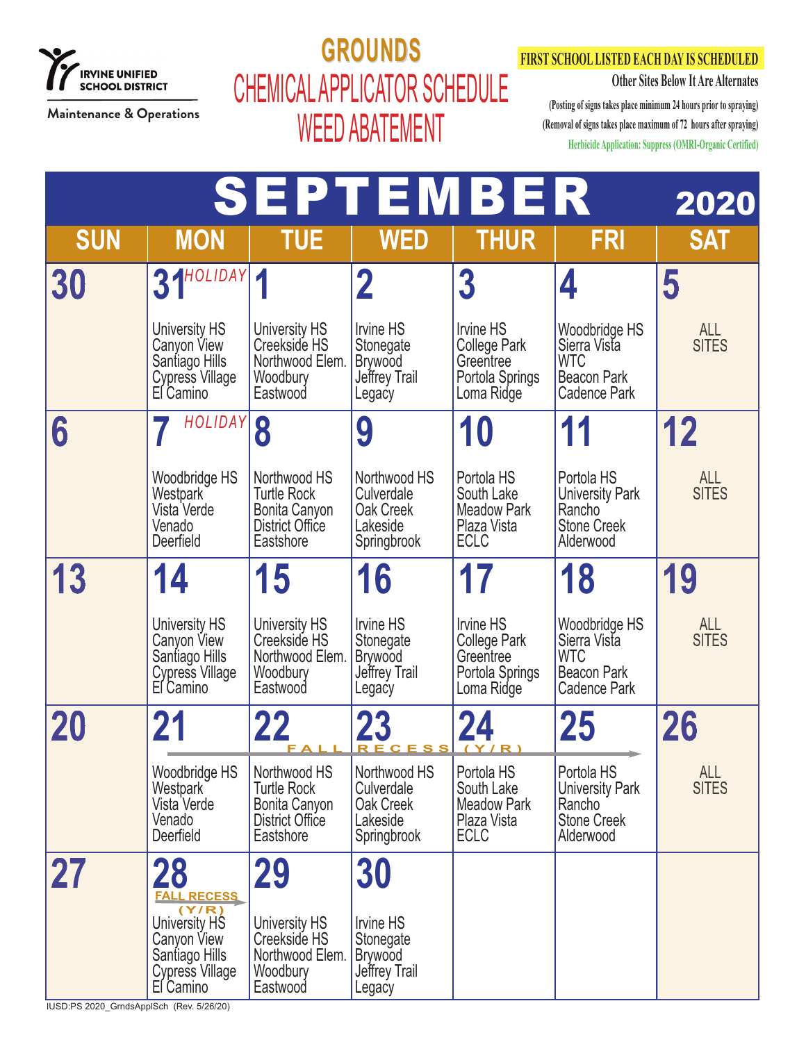IRVINE UNIFIED SCHOOL DISTRICT

Maintenance & Operations

# GROUNDS
## CHEMICAL APPLICATOR SCHEDULE
## WEED ABATEMENT

**FIRST SCHOOL LISTED EACH DAY IS SCHEDULED**

Other Sites Below It Are Alternates

(Posting of signs takes place minimum 24 hours prior to spraying)

(Removal of signs takes place maximum of 72 hours after spraying)

Herbicide Application: Suppress (OMRI-Organic Certified)

# SEPTEMBER 2020

| SUN | MON | TUE | WED | THUR | FRI | SAT |
|---|---|---|---|---|---|---|
| 30 | 31 HOLIDAY<br>University HS<br>Canyon View<br>Santiago Hills<br>Cypress Village<br>El Camino | 1<br>University HS<br>Creekside HS<br>Northwood Elem.<br>Woodbury<br>Eastwood | 2<br>Irvine HS<br>Stonegate<br>Brywood<br>Jeffrey Trail<br>Legacy | 3<br>Irvine HS<br>College Park<br>Greentree<br>Portola Springs<br>Loma Ridge | 4<br>Woodbridge HS<br>Sierra Vista<br>WTC<br>Beacon Park<br>Cadence Park | 5<br>ALL SITES |
| 6 | 7 HOLIDAY<br>Woodbridge HS<br>Westpark<br>Vista Verde<br>Venado<br>Deerfield | 8<br>Northwood HS<br>Turtle Rock<br>Bonita Canyon<br>District Office<br>Eastshore | 9<br>Northwood HS<br>Culverdale<br>Oak Creek<br>Lakeside<br>Springbrook | 10<br>Portola HS<br>South Lake<br>Meadow Park<br>Plaza Vista<br>ECLC | 11<br>Portola HS<br>University Park<br>Rancho<br>Stone Creek<br>Alderwood | 12<br>ALL SITES |
| 13 | 14<br>University HS<br>Canyon View<br>Santiago Hills<br>Cypress Village<br>El Camino | 15<br>University HS<br>Creekside HS<br>Northwood Elem.<br>Woodbury<br>Eastwood | 16<br>Irvine HS<br>Stonegate<br>Brywood<br>Jeffrey Trail<br>Legacy | 17<br>Irvine HS<br>College Park<br>Greentree<br>Portola Springs<br>Loma Ridge | 18<br>Woodbridge HS<br>Sierra Vista<br>WTC<br>Beacon Park<br>Cadence Park | 19<br>ALL SITES |
| 20 | 21 (FALL RECESS (Y/R) →)<br>Woodbridge HS<br>Westpark<br>Vista Verde<br>Venado<br>Deerfield | 22<br>Northwood HS<br>Turtle Rock<br>Bonita Canyon<br>District Office<br>Eastshore | 23<br>Northwood HS<br>Culverdale<br>Oak Creek<br>Lakeside<br>Springbrook | 24<br>Portola HS<br>South Lake<br>Meadow Park<br>Plaza Vista<br>ECLC | 25<br>Portola HS<br>University Park<br>Rancho<br>Stone Creek<br>Alderwood | 26<br>ALL SITES |
| 27 | 28 FALL RECESS (Y/R)<br>University HS<br>Canyon View<br>Santiago Hills<br>Cypress Village<br>El Camino | 29<br>University HS<br>Creekside HS<br>Northwood Elem.<br>Woodbury<br>Eastwood | 30<br>Irvine HS<br>Stonegate<br>Brywood<br>Jeffrey Trail<br>Legacy | | | |

IUSD:PS 2020_GrndsApplSch (Rev. 5/26/20)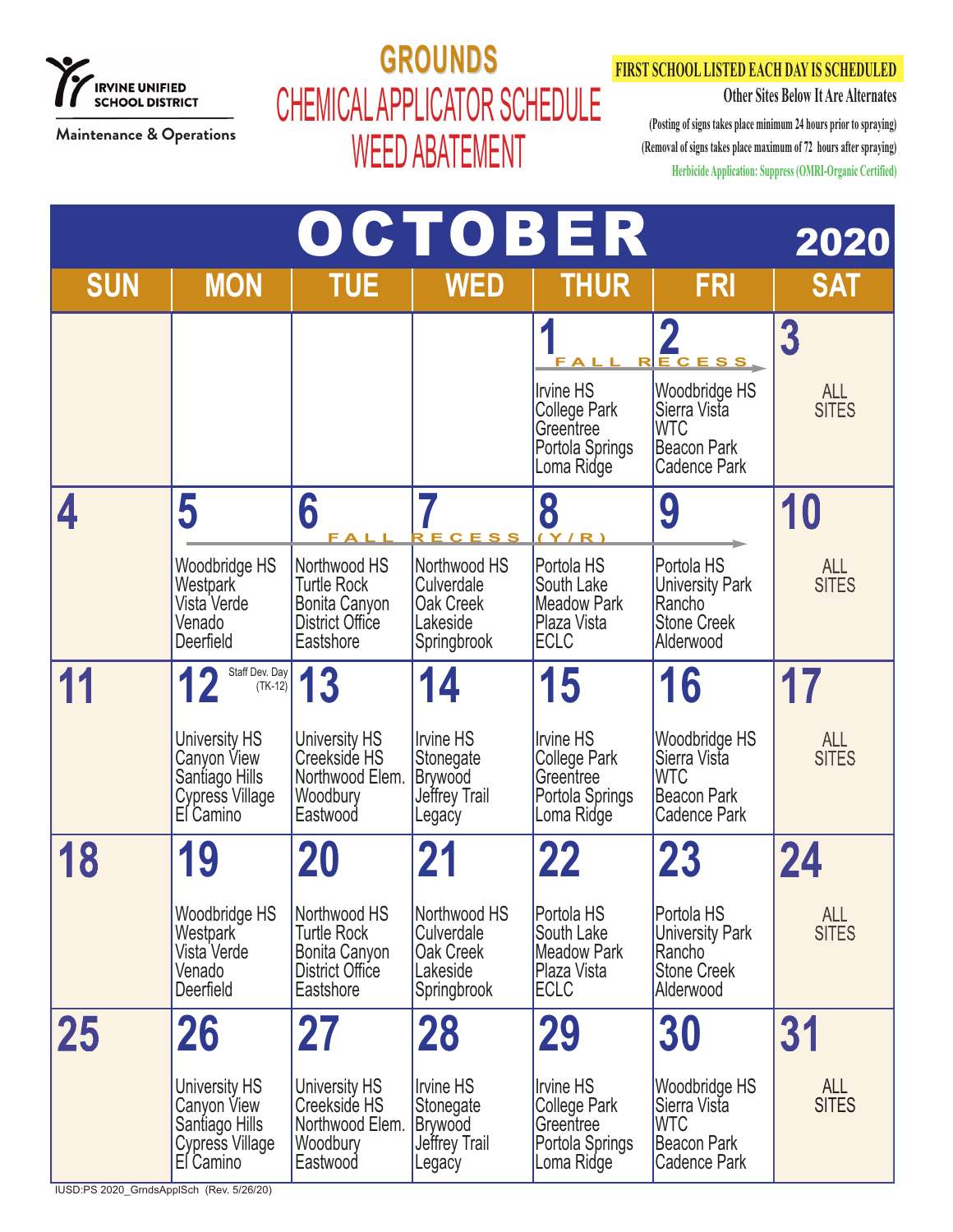IRVINE UNIFIED SCHOOL DISTRICT
Maintenance & Operations

# GROUNDS
## CHEMICAL APPLICATOR SCHEDULE
## WEED ABATEMENT

**FIRST SCHOOL LISTED EACH DAY IS SCHEDULED**

Other Sites Below It Are Alternates

(Posting of signs takes place minimum 24 hours prior to spraying)

(Removal of signs takes place maximum of 72 hours after spraying)

Herbicide Application: Suppress (OMRI-Organic Certified)

## OCTOBER 2020

| SUN | MON | TUE | WED | THUR | FRI | SAT |
|---|---|---|---|---|---|---|
| | | | | **1** FALL RECESS<br>Irvine HS<br>College Park<br>Greentree<br>Portola Springs<br>Loma Ridge | **2**<br>Woodbridge HS<br>Sierra Vista<br>WTC<br>Beacon Park<br>Cadence Park | **3**<br>ALL SITES |
| **4** | **5**<br>Woodbridge HS<br>Westpark<br>Vista Verde<br>Venado<br>Deerfield | **6** FALL RECESS (Y/R)<br>Northwood HS<br>Turtle Rock<br>Bonita Canyon<br>District Office<br>Eastshore | **7**<br>Northwood HS<br>Culverdale<br>Oak Creek<br>Lakeside<br>Springbrook | **8**<br>Portola HS<br>South Lake<br>Meadow Park<br>Plaza Vista<br>ECLC | **9**<br>Portola HS<br>University Park<br>Rancho<br>Stone Creek<br>Alderwood | **10**<br>ALL SITES |
| **11** | **12** Staff Dev. Day (TK-12)<br>University HS<br>Canyon View<br>Santiago Hills<br>Cypress Village<br>El Camino | **13**<br>University HS<br>Creekside HS<br>Northwood Elem.<br>Woodbury<br>Eastwood | **14**<br>Irvine HS<br>Stonegate<br>Brywood<br>Jeffrey Trail<br>Legacy | **15**<br>Irvine HS<br>College Park<br>Greentree<br>Portola Springs<br>Loma Ridge | **16**<br>Woodbridge HS<br>Sierra Vista<br>WTC<br>Beacon Park<br>Cadence Park | **17**<br>ALL SITES |
| **18** | **19**<br>Woodbridge HS<br>Westpark<br>Vista Verde<br>Venado<br>Deerfield | **20**<br>Northwood HS<br>Turtle Rock<br>Bonita Canyon<br>District Office<br>Eastshore | **21**<br>Northwood HS<br>Culverdale<br>Oak Creek<br>Lakeside<br>Springbrook | **22**<br>Portola HS<br>South Lake<br>Meadow Park<br>Plaza Vista<br>ECLC | **23**<br>Portola HS<br>University Park<br>Rancho<br>Stone Creek<br>Alderwood | **24**<br>ALL SITES |
| **25** | **26**<br>University HS<br>Canyon View<br>Santiago Hills<br>Cypress Village<br>El Camino | **27**<br>University HS<br>Creekside HS<br>Northwood Elem.<br>Woodbury<br>Eastwood | **28**<br>Irvine HS<br>Stonegate<br>Brywood<br>Jeffrey Trail<br>Legacy | **29**<br>Irvine HS<br>College Park<br>Greentree<br>Portola Springs<br>Loma Ridge | **30**<br>Woodbridge HS<br>Sierra Vista<br>WTC<br>Beacon Park<br>Cadence Park | **31**<br>ALL SITES |

IUSD:PS 2020_GrndsApplSch (Rev. 5/26/20)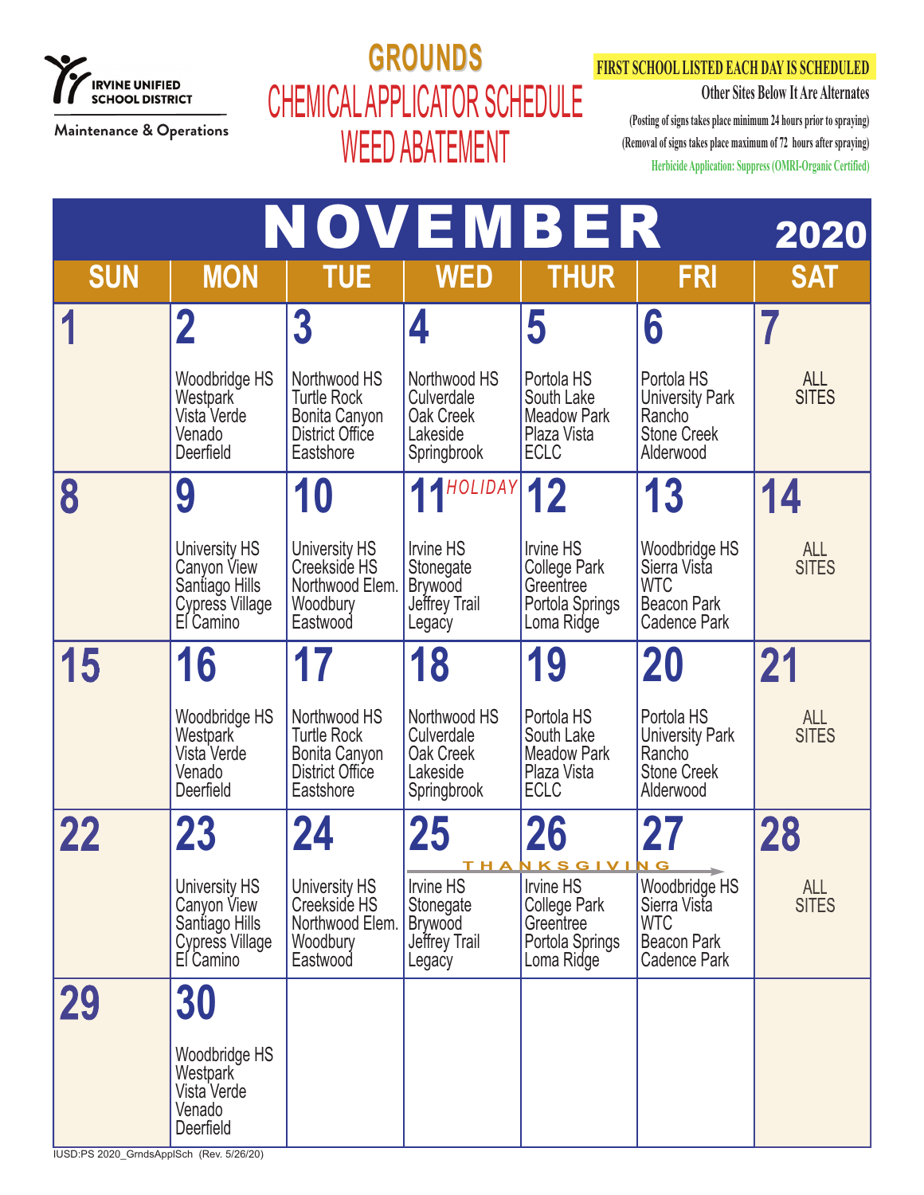IRVINE UNIFIED SCHOOL DISTRICT

Maintenance & Operations

# GROUNDS
## CHEMICAL APPLICATOR SCHEDULE
## WEED ABATEMENT

**FIRST SCHOOL LISTED EACH DAY IS SCHEDULED**

**Other Sites Below It Are Alternates**

(Posting of signs takes place minimum 24 hours prior to spraying)

(Removal of signs takes place maximum of 72 hours after spraying)

Herbicide Application: Suppress (OMRI-Organic Certified)

## NOVEMBER 2020

| SUN | MON | TUE | WED | THUR | FRI | SAT |
|---|---|---|---|---|---|---|
| 1 | 2<br>Woodbridge HS<br>Westpark<br>Vista Verde<br>Venado<br>Deerfield | 3<br>Northwood HS<br>Turtle Rock<br>Bonita Canyon<br>District Office<br>Eastshore | 4<br>Northwood HS<br>Culverdale<br>Oak Creek<br>Lakeside<br>Springbrook | 5<br>Portola HS<br>South Lake<br>Meadow Park<br>Plaza Vista<br>ECLC | 6<br>Portola HS<br>University Park<br>Rancho<br>Stone Creek<br>Alderwood | 7<br>ALL SITES |
| 8 | 9<br>University HS<br>Canyon View<br>Santiago Hills<br>Cypress Village<br>El Camino | 10<br>University HS<br>Creekside HS<br>Northwood Elem.<br>Woodbury<br>Eastwood | 11 *HOLIDAY*<br>Irvine HS<br>Stonegate<br>Brywood<br>Jeffrey Trail<br>Legacy | 12<br>Irvine HS<br>College Park<br>Greentree<br>Portola Springs<br>Loma Ridge | 13<br>Woodbridge HS<br>Sierra Vista<br>WTC<br>Beacon Park<br>Cadence Park | 14<br>ALL SITES |
| 15 | 16<br>Woodbridge HS<br>Westpark<br>Vista Verde<br>Venado<br>Deerfield | 17<br>Northwood HS<br>Turtle Rock<br>Bonita Canyon<br>District Office<br>Eastshore | 18<br>Northwood HS<br>Culverdale<br>Oak Creek<br>Lakeside<br>Springbrook | 19<br>Portola HS<br>South Lake<br>Meadow Park<br>Plaza Vista<br>ECLC | 20<br>Portola HS<br>University Park<br>Rancho<br>Stone Creek<br>Alderwood | 21<br>ALL SITES |
| 22 | 23<br>University HS<br>Canyon View<br>Santiago Hills<br>Cypress Village<br>El Camino | 24<br>University HS<br>Creekside HS<br>Northwood Elem.<br>Woodbury<br>Eastwood | 25 THANKSGIVING →<br>Irvine HS<br>Stonegate<br>Brywood<br>Jeffrey Trail<br>Legacy | 26 THANKSGIVING →<br>Irvine HS<br>College Park<br>Greentree<br>Portola Springs<br>Loma Ridge | 27 THANKSGIVING<br>Woodbridge HS<br>Sierra Vista<br>WTC<br>Beacon Park<br>Cadence Park | 28<br>ALL SITES |
| 29 | 30<br>Woodbridge HS<br>Westpark<br>Vista Verde<br>Venado<br>Deerfield | | | | | |

IUSD:PS 2020_GrndsApplSch (Rev. 5/26/20)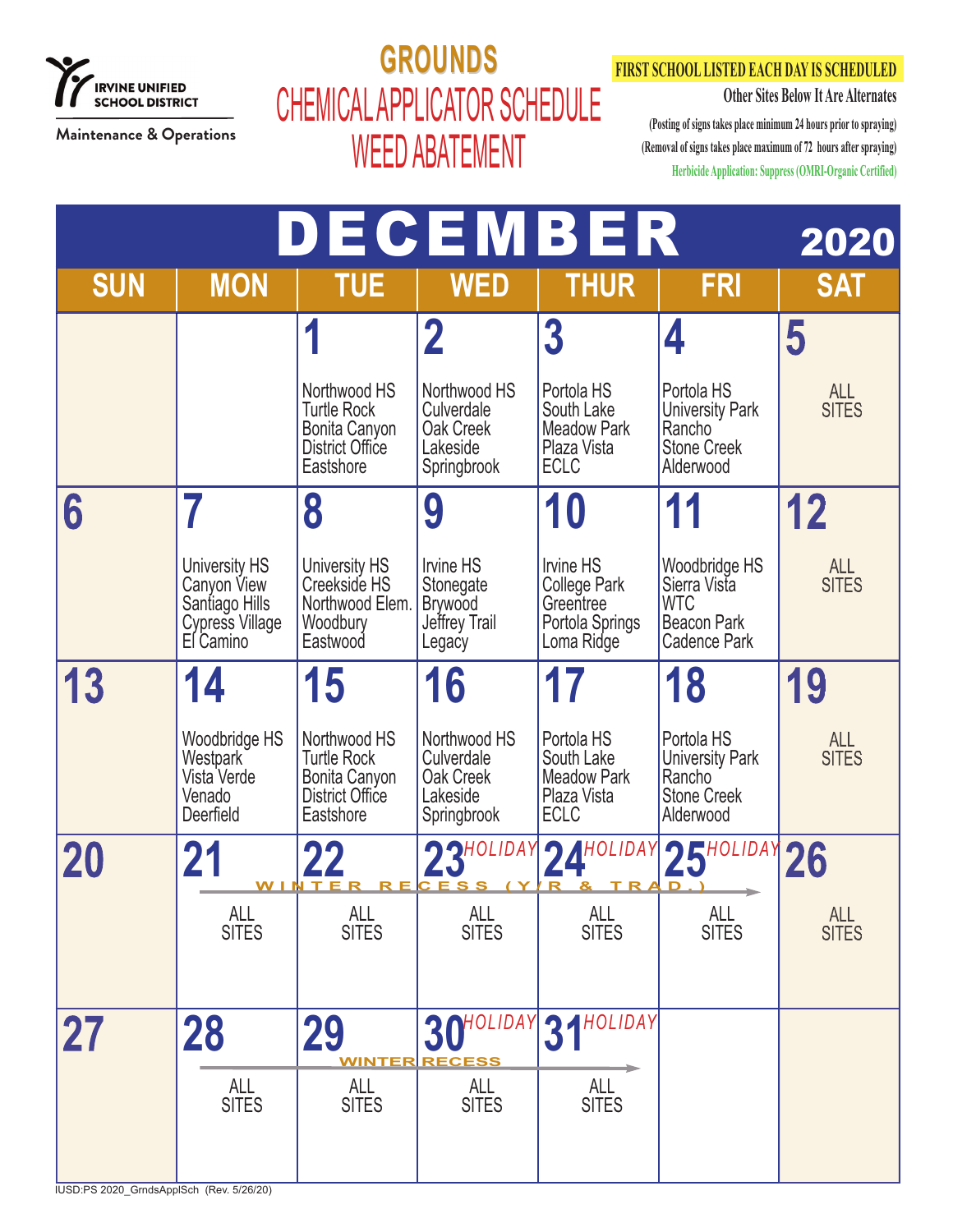IRVINE UNIFIED SCHOOL DISTRICT

Maintenance & Operations

# GROUNDS

## CHEMICAL APPLICATOR SCHEDULE

## WEED ABATEMENT

**FIRST SCHOOL LISTED EACH DAY IS SCHEDULED**

**Other Sites Below It Are Alternates**

(Posting of signs takes place minimum 24 hours prior to spraying)

(Removal of signs takes place maximum of 72 hours after spraying)

Herbicide Application: Suppress (OMRI-Organic Certified)

# DECEMBER 2020

| SUN | MON | TUE | WED | THUR | FRI | SAT |
|---|---|---|---|---|---|---|
| | | 1<br>Northwood HS<br>Turtle Rock<br>Bonita Canyon<br>District Office<br>Eastshore | 2<br>Northwood HS<br>Culverdale<br>Oak Creek<br>Lakeside<br>Springbrook | 3<br>Portola HS<br>South Lake<br>Meadow Park<br>Plaza Vista<br>ECLC | 4<br>Portola HS<br>University Park<br>Rancho<br>Stone Creek<br>Alderwood | 5<br>ALL SITES |
| 6 | 7<br>University HS<br>Canyon View<br>Santiago Hills<br>Cypress Village<br>El Camino | 8<br>University HS<br>Creekside HS<br>Northwood Elem.<br>Woodbury<br>Eastwood | 9<br>Irvine HS<br>Stonegate<br>Brywood<br>Jeffrey Trail<br>Legacy | 10<br>Irvine HS<br>College Park<br>Greentree<br>Portola Springs<br>Loma Ridge | 11<br>Woodbridge HS<br>Sierra Vista<br>WTC<br>Beacon Park<br>Cadence Park | 12<br>ALL SITES |
| 13 | 14<br>Woodbridge HS<br>Westpark<br>Vista Verde<br>Venado<br>Deerfield | 15<br>Northwood HS<br>Turtle Rock<br>Bonita Canyon<br>District Office<br>Eastshore | 16<br>Northwood HS<br>Culverdale<br>Oak Creek<br>Lakeside<br>Springbrook | 17<br>Portola HS<br>South Lake<br>Meadow Park<br>Plaza Vista<br>ECLC | 18<br>Portola HS<br>University Park<br>Rancho<br>Stone Creek<br>Alderwood | 19<br>ALL SITES |
| 20 | 21<br>WINTER RECESS (Y/R & TRAD.)<br>ALL SITES | 22<br>ALL SITES | 23 HOLIDAY<br>ALL SITES | 24 HOLIDAY<br>ALL SITES | 25 HOLIDAY<br>ALL SITES | 26<br>ALL SITES |
| 27 | 28<br>WINTER RECESS<br>ALL SITES | 29<br>ALL SITES | 30 HOLIDAY<br>ALL SITES | 31 HOLIDAY<br>ALL SITES | | |

IUSD:PS 2020_GrndsApplSch (Rev. 5/26/20)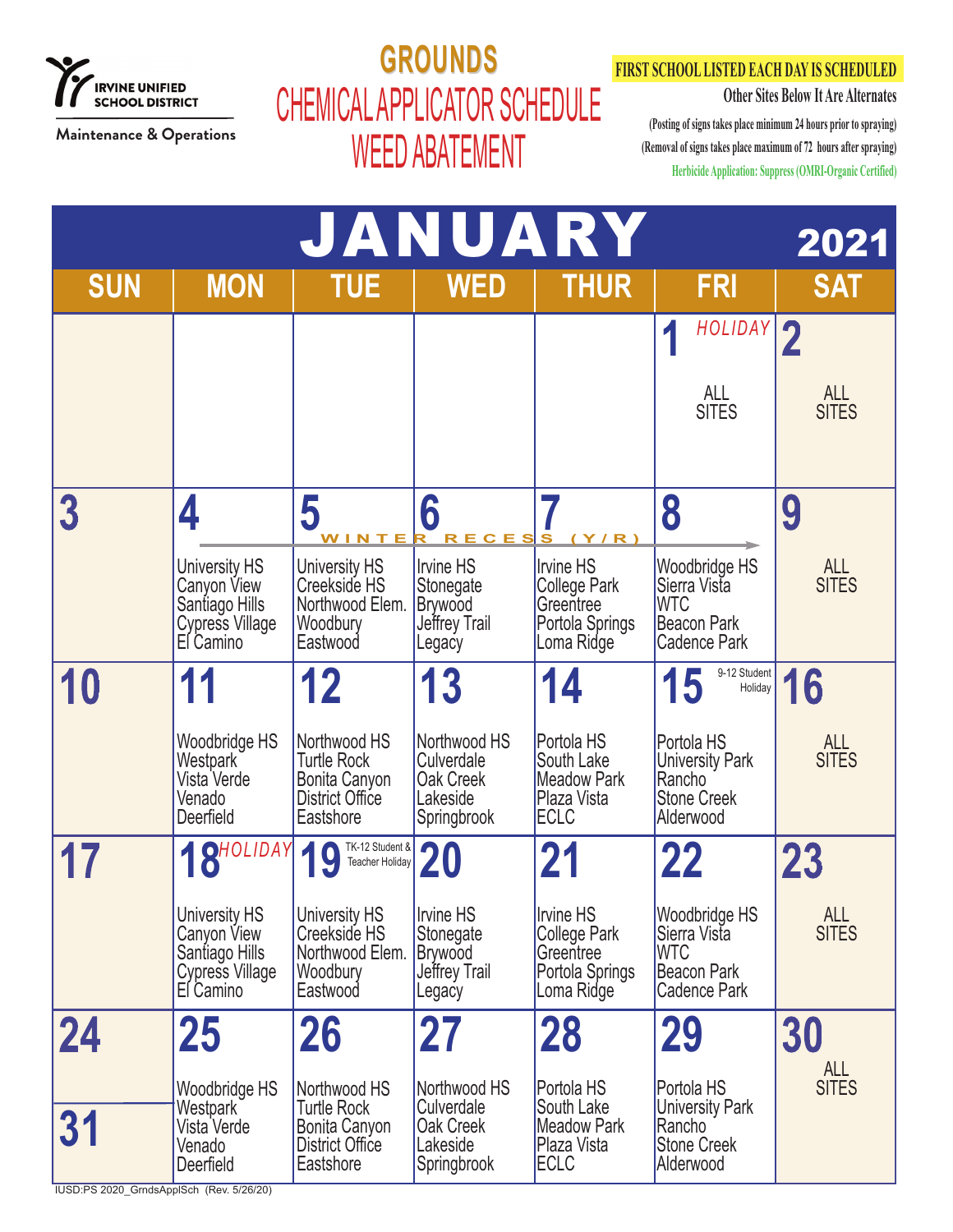IRVINE UNIFIED SCHOOL DISTRICT

Maintenance & Operations

# GROUNDS
## CHEMICAL APPLICATOR SCHEDULE
## WEED ABATEMENT

**FIRST SCHOOL LISTED EACH DAY IS SCHEDULED**

**Other Sites Below It Are Alternates**

(Posting of signs takes place minimum 24 hours prior to spraying)

(Removal of signs takes place maximum of 72 hours after spraying)

Herbicide Application: Suppress (OMRI-Organic Certified)

# JANUARY 2021

| SUN | MON | TUE | WED | THUR | FRI | SAT |
|---|---|---|---|---|---|---|
| | | | | | **1** *HOLIDAY* ALL SITES | **2** ALL SITES |
| **3** | **4** University HS, Canyon View, Santiago Hills, Cypress Village, El Camino | **5** WINTER RECESS (Y/R) University HS, Creekside HS, Northwood Elem., Woodbury, Eastwood | **6** Irvine HS, Stonegate, Brywood, Jeffrey Trail, Legacy | **7** Irvine HS, College Park, Greentree, Portola Springs, Loma Ridge | **8** Woodbridge HS, Sierra Vista, WTC, Beacon Park, Cadence Park | **9** ALL SITES |
| **10** | **11** Woodbridge HS, Westpark, Vista Verde, Venado, Deerfield | **12** Northwood HS, Turtle Rock, Bonita Canyon, District Office, Eastshore | **13** Northwood HS, Culverdale, Oak Creek, Lakeside, Springbrook | **14** Portola HS, South Lake, Meadow Park, Plaza Vista, ECLC | **15** 9-12 Student Holiday Portola HS, University Park, Rancho, Stone Creek, Alderwood | **16** ALL SITES |
| **17** | **18** *HOLIDAY* University HS, Canyon View, Santiago Hills, Cypress Village, El Camino | **19** TK-12 Student & Teacher Holiday University HS, Creekside HS, Northwood Elem., Woodbury, Eastwood | **20** Irvine HS, Stonegate, Brywood, Jeffrey Trail, Legacy | **21** Irvine HS, College Park, Greentree, Portola Springs, Loma Ridge | **22** Woodbridge HS, Sierra Vista, WTC, Beacon Park, Cadence Park | **23** ALL SITES |
| **24** / **31** | **25** Woodbridge HS, Westpark, Vista Verde, Venado, Deerfield | **26** Northwood HS, Turtle Rock, Bonita Canyon, District Office, Eastshore | **27** Northwood HS, Culverdale, Oak Creek, Lakeside, Springbrook | **28** Portola HS, South Lake, Meadow Park, Plaza Vista, ECLC | **29** Portola HS, University Park, Rancho, Stone Creek, Alderwood | **30** ALL SITES |

IUSD:PS 2020_GrndsApplSch (Rev. 5/26/20)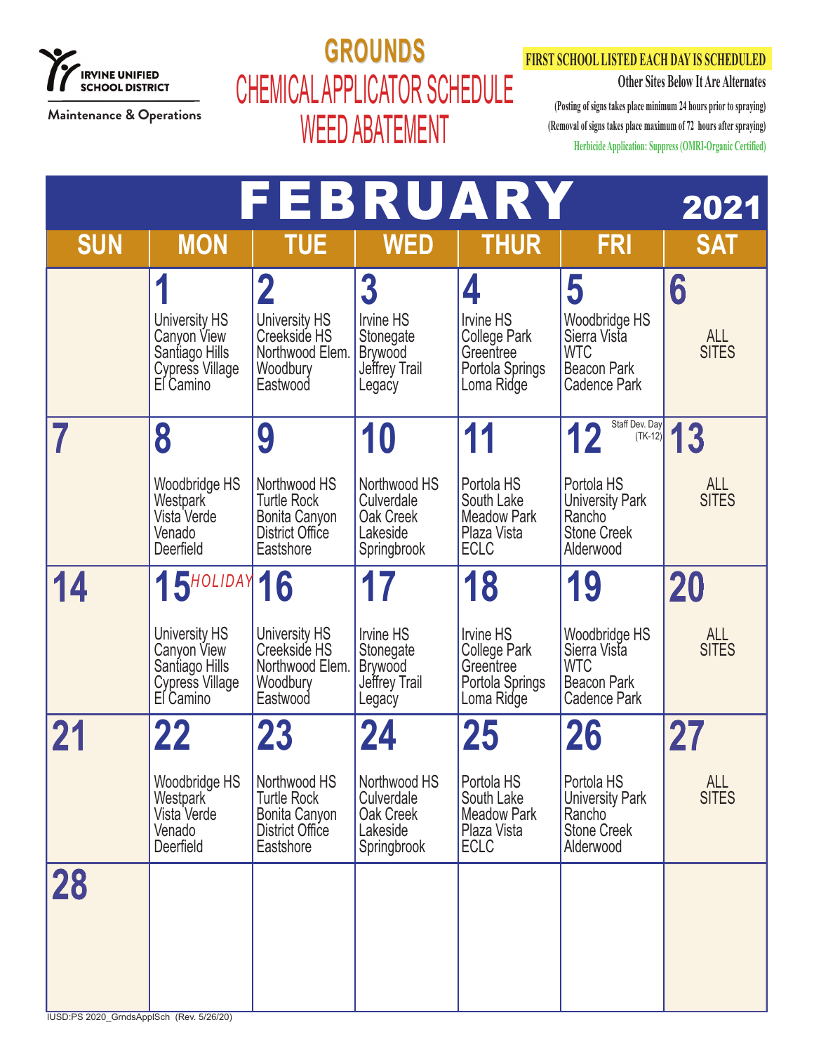IRVINE UNIFIED SCHOOL DISTRICT

Maintenance & Operations

# GROUNDS
## CHEMICAL APPLICATOR SCHEDULE
## WEED ABATEMENT

**FIRST SCHOOL LISTED EACH DAY IS SCHEDULED**

**Other Sites Below It Are Alternates**

(Posting of signs takes place minimum 24 hours prior to spraying)

(Removal of signs takes place maximum of 72 hours after spraying)

Herbicide Application: Suppress (OMRI-Organic Certified)

## FEBRUARY 2021

| SUN | MON | TUE | WED | THUR | FRI | SAT |
|---|---|---|---|---|---|---|
| | **1** University HS, Canyon View, Santiago Hills, Cypress Village, El Camino | **2** University HS, Creekside HS, Northwood Elem., Woodbury, Eastwood | **3** Irvine HS, Stonegate, Brywood, Jeffrey Trail, Legacy | **4** Irvine HS, College Park, Greentree, Portola Springs, Loma Ridge | **5** Woodbridge HS, Sierra Vista, WTC, Beacon Park, Cadence Park | **6** ALL SITES |
| **7** | **8** Woodbridge HS, Westpark, Vista Verde, Venado, Deerfield | **9** Northwood HS, Turtle Rock, Bonita Canyon, District Office, Eastshore | **10** Northwood HS, Culverdale, Oak Creek, Lakeside, Springbrook | **11** Portola HS, South Lake, Meadow Park, Plaza Vista, ECLC | **12** Staff Dev. Day (TK-12) Portola HS, University Park, Rancho, Stone Creek, Alderwood | **13** ALL SITES |
| **14** | **15** *HOLIDAY* University HS, Canyon View, Santiago Hills, Cypress Village, El Camino | **16** University HS, Creekside HS, Northwood Elem., Woodbury, Eastwood | **17** Irvine HS, Stonegate, Brywood, Jeffrey Trail, Legacy | **18** Irvine HS, College Park, Greentree, Portola Springs, Loma Ridge | **19** Woodbridge HS, Sierra Vista, WTC, Beacon Park, Cadence Park | **20** ALL SITES |
| **21** | **22** Woodbridge HS, Westpark, Vista Verde, Venado, Deerfield | **23** Northwood HS, Turtle Rock, Bonita Canyon, District Office, Eastshore | **24** Northwood HS, Culverdale, Oak Creek, Lakeside, Springbrook | **25** Portola HS, South Lake, Meadow Park, Plaza Vista, ECLC | **26** Portola HS, University Park, Rancho, Stone Creek, Alderwood | **27** ALL SITES |
| **28** | | | | | | |

IUSD:PS 2020_GrndsApplSch (Rev. 5/26/20)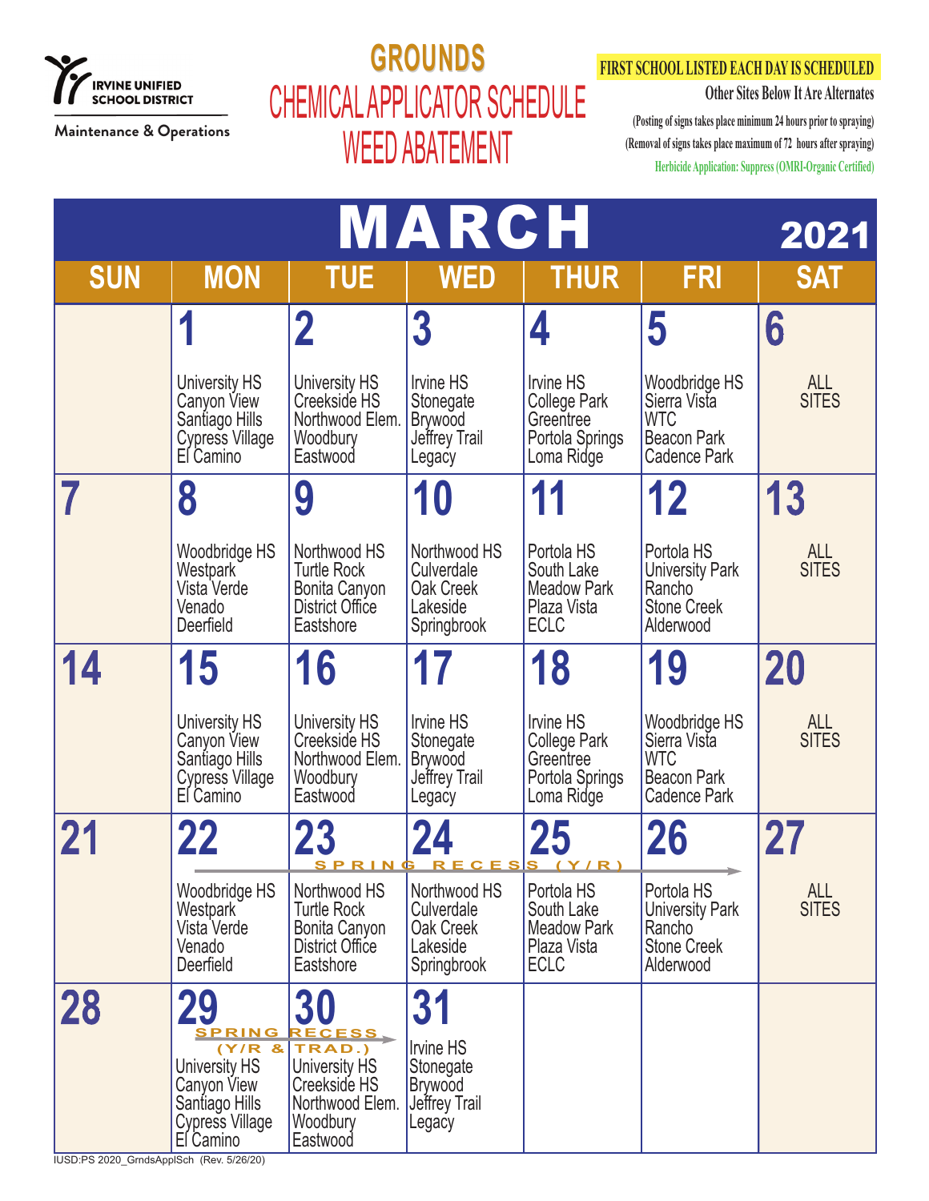IRVINE UNIFIED SCHOOL DISTRICT

Maintenance & Operations

# GROUNDS
# CHEMICAL APPLICATOR SCHEDULE
# WEED ABATEMENT

**FIRST SCHOOL LISTED EACH DAY IS SCHEDULED**

**Other Sites Below It Are Alternates**

(Posting of signs takes place minimum 24 hours prior to spraying)

(Removal of signs takes place maximum of 72 hours after spraying)

Herbicide Application: Suppress (OMRI-Organic Certified)

## MARCH 2021

| SUN | MON | TUE | WED | THUR | FRI | SAT |
|---|---|---|---|---|---|---|
| | **1**<br>University HS<br>Canyon View<br>Santiago Hills<br>Cypress Village<br>El Camino | **2**<br>University HS<br>Creekside HS<br>Northwood Elem.<br>Woodbury<br>Eastwood | **3**<br>Irvine HS<br>Stonegate<br>Brywood<br>Jeffrey Trail<br>Legacy | **4**<br>Irvine HS<br>College Park<br>Greentree<br>Portola Springs<br>Loma Ridge | **5**<br>Woodbridge HS<br>Sierra Vista<br>WTC<br>Beacon Park<br>Cadence Park | **6**<br>ALL SITES |
| **7** | **8**<br>Woodbridge HS<br>Westpark<br>Vista Verde<br>Venado<br>Deerfield | **9**<br>Northwood HS<br>Turtle Rock<br>Bonita Canyon<br>District Office<br>Eastshore | **10**<br>Northwood HS<br>Culverdale<br>Oak Creek<br>Lakeside<br>Springbrook | **11**<br>Portola HS<br>South Lake<br>Meadow Park<br>Plaza Vista<br>ECLC | **12**<br>Portola HS<br>University Park<br>Rancho<br>Stone Creek<br>Alderwood | **13**<br>ALL SITES |
| **14** | **15**<br>University HS<br>Canyon View<br>Santiago Hills<br>Cypress Village<br>El Camino | **16**<br>University HS<br>Creekside HS<br>Northwood Elem.<br>Woodbury<br>Eastwood | **17**<br>Irvine HS<br>Stonegate<br>Brywood<br>Jeffrey Trail<br>Legacy | **18**<br>Irvine HS<br>College Park<br>Greentree<br>Portola Springs<br>Loma Ridge | **19**<br>Woodbridge HS<br>Sierra Vista<br>WTC<br>Beacon Park<br>Cadence Park | **20**<br>ALL SITES |
| **21** | **22**<br>SPRING RECESS (Y/R) →<br>Woodbridge HS<br>Westpark<br>Vista Verde<br>Venado<br>Deerfield | **23**<br>Northwood HS<br>Turtle Rock<br>Bonita Canyon<br>District Office<br>Eastshore | **24**<br>Northwood HS<br>Culverdale<br>Oak Creek<br>Lakeside<br>Springbrook | **25**<br>Portola HS<br>South Lake<br>Meadow Park<br>Plaza Vista<br>ECLC | **26**<br>Portola HS<br>University Park<br>Rancho<br>Stone Creek<br>Alderwood | **27**<br>ALL SITES |
| **28** | **29**<br>SPRING RECESS (Y/R & TRAD.) →<br>University HS<br>Canyon View<br>Santiago Hills<br>Cypress Village<br>El Camino | **30**<br>University HS<br>Creekside HS<br>Northwood Elem.<br>Woodbury<br>Eastwood | **31**<br>Irvine HS<br>Stonegate<br>Brywood<br>Jeffrey Trail<br>Legacy | | | |

IUSD:PS 2020_GrndsApplSch (Rev. 5/26/20)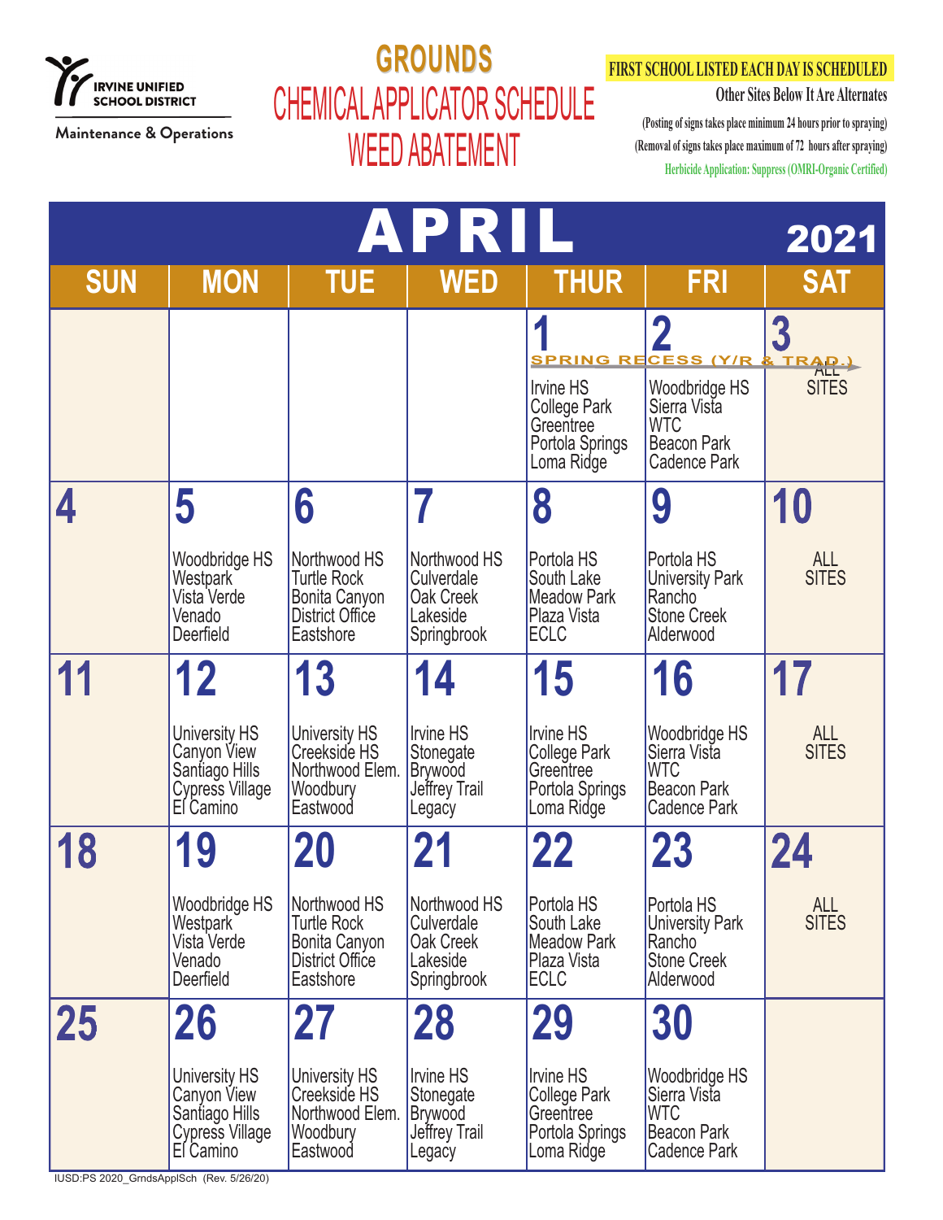IRVINE UNIFIED SCHOOL DISTRICT

Maintenance & Operations

# GROUNDS

## CHEMICAL APPLICATOR SCHEDULE

## WEED ABATEMENT

**FIRST SCHOOL LISTED EACH DAY IS SCHEDULED**

**Other Sites Below It Are Alternates**

(Posting of signs takes place minimum 24 hours prior to spraying)

(Removal of signs takes place maximum of 72 hours after spraying)

Herbicide Application: Suppress (OMRI-Organic Certified)

## APRIL 2021

| SUN | MON | TUE | WED | THUR | FRI | SAT |
|---|---|---|---|---|---|---|
| | | | | **1** SPRING RECESS (Y/R & TRAD.)<br>Irvine HS<br>College Park<br>Greentree<br>Portola Springs<br>Loma Ridge | **2**<br>Woodbridge HS<br>Sierra Vista<br>WTC<br>Beacon Park<br>Cadence Park | **3**<br>ALL SITES |
| **4** | **5**<br>Woodbridge HS<br>Westpark<br>Vista Verde<br>Venado<br>Deerfield | **6**<br>Northwood HS<br>Turtle Rock<br>Bonita Canyon<br>District Office<br>Eastshore | **7**<br>Northwood HS<br>Culverdale<br>Oak Creek<br>Lakeside<br>Springbrook | **8**<br>Portola HS<br>South Lake<br>Meadow Park<br>Plaza Vista<br>ECLC | **9**<br>Portola HS<br>University Park<br>Rancho<br>Stone Creek<br>Alderwood | **10**<br>ALL SITES |
| **11** | **12**<br>University HS<br>Canyon View<br>Santiago Hills<br>Cypress Village<br>El Camino | **13**<br>University HS<br>Creekside HS<br>Northwood Elem.<br>Woodbury<br>Eastwood | **14**<br>Irvine HS<br>Stonegate<br>Brywood<br>Jeffrey Trail<br>Legacy | **15**<br>Irvine HS<br>College Park<br>Greentree<br>Portola Springs<br>Loma Ridge | **16**<br>Woodbridge HS<br>Sierra Vista<br>WTC<br>Beacon Park<br>Cadence Park | **17**<br>ALL SITES |
| **18** | **19**<br>Woodbridge HS<br>Westpark<br>Vista Verde<br>Venado<br>Deerfield | **20**<br>Northwood HS<br>Turtle Rock<br>Bonita Canyon<br>District Office<br>Eastshore | **21**<br>Northwood HS<br>Culverdale<br>Oak Creek<br>Lakeside<br>Springbrook | **22**<br>Portola HS<br>South Lake<br>Meadow Park<br>Plaza Vista<br>ECLC | **23**<br>Portola HS<br>University Park<br>Rancho<br>Stone Creek<br>Alderwood | **24**<br>ALL SITES |
| **25** | **26**<br>University HS<br>Canyon View<br>Santiago Hills<br>Cypress Village<br>El Camino | **27**<br>University HS<br>Creekside HS<br>Northwood Elem.<br>Woodbury<br>Eastwood | **28**<br>Irvine HS<br>Stonegate<br>Brywood<br>Jeffrey Trail<br>Legacy | **29**<br>Irvine HS<br>College Park<br>Greentree<br>Portola Springs<br>Loma Ridge | **30**<br>Woodbridge HS<br>Sierra Vista<br>WTC<br>Beacon Park<br>Cadence Park | |

IUSD:PS 2020_GrndsApplSch (Rev. 5/26/20)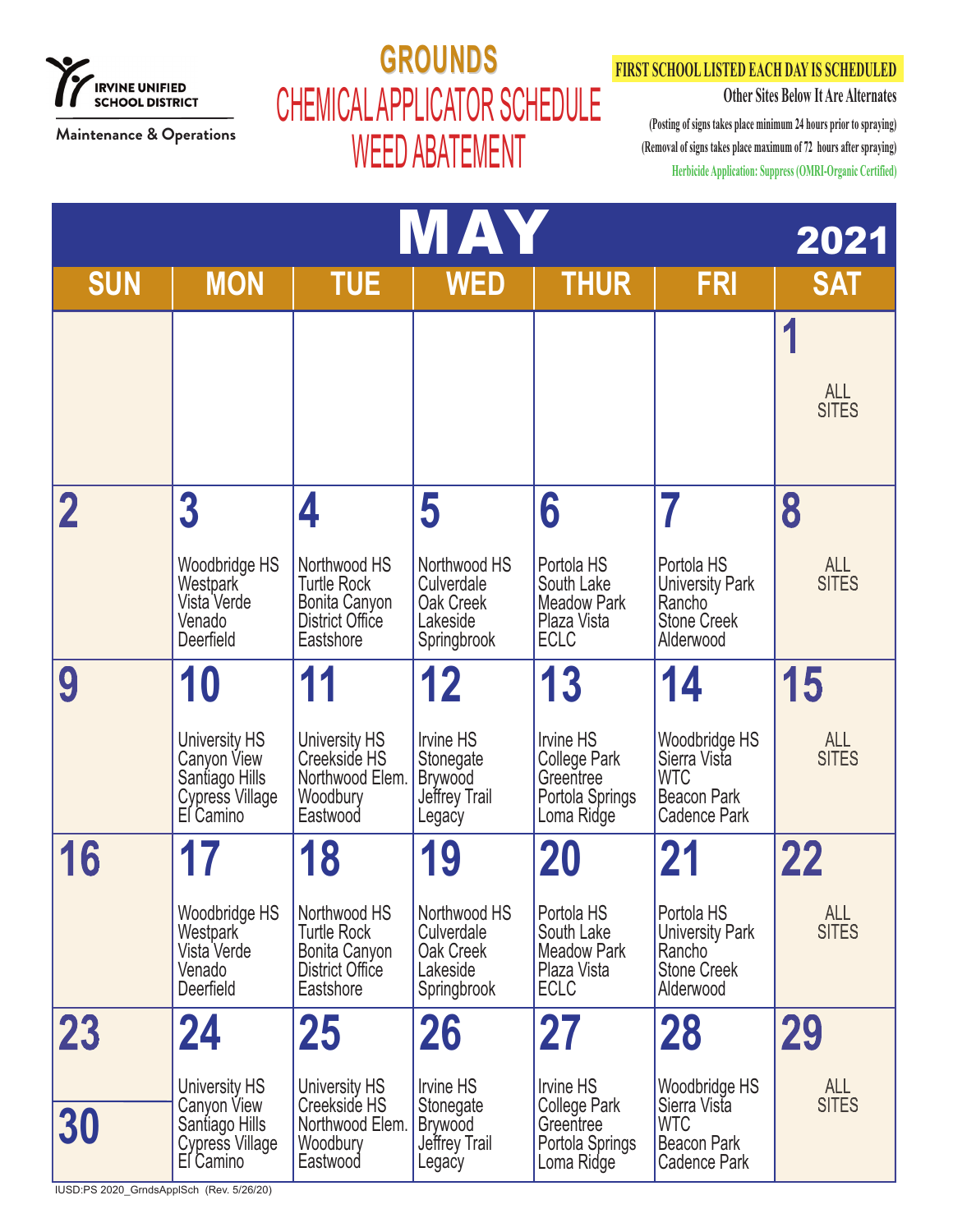IRVINE UNIFIED SCHOOL DISTRICT

Maintenance & Operations

# GROUNDS
## CHEMICAL APPLICATOR SCHEDULE
## WEED ABATEMENT

**FIRST SCHOOL LISTED EACH DAY IS SCHEDULED**

**Other Sites Below It Are Alternates**

**(Posting of signs takes place minimum 24 hours prior to spraying)**

**(Removal of signs takes place maximum of 72 hours after spraying)**

**Herbicide Application: Suppress (OMRI-Organic Certified)**

## MAY 2021

| SUN | MON | TUE | WED | THUR | FRI | SAT |
|---|---|---|---|---|---|---|
| | | | | | | 1<br>ALL SITES |
| 2 | 3<br>Woodbridge HS<br>Westpark<br>Vista Verde<br>Venado<br>Deerfield | 4<br>Northwood HS<br>Turtle Rock<br>Bonita Canyon<br>District Office<br>Eastshore | 5<br>Northwood HS<br>Culverdale<br>Oak Creek<br>Lakeside<br>Springbrook | 6<br>Portola HS<br>South Lake<br>Meadow Park<br>Plaza Vista<br>ECLC | 7<br>Portola HS<br>University Park<br>Rancho<br>Stone Creek<br>Alderwood | 8<br>ALL SITES |
| 9 | 10<br>University HS<br>Canyon View<br>Santiago Hills<br>Cypress Village<br>El Camino | 11<br>University HS<br>Creekside HS<br>Northwood Elem.<br>Woodbury<br>Eastwood | 12<br>Irvine HS<br>Stonegate<br>Brywood<br>Jeffrey Trail<br>Legacy | 13<br>Irvine HS<br>College Park<br>Greentree<br>Portola Springs<br>Loma Ridge | 14<br>Woodbridge HS<br>Sierra Vista<br>WTC<br>Beacon Park<br>Cadence Park | 15<br>ALL SITES |
| 16 | 17<br>Woodbridge HS<br>Westpark<br>Vista Verde<br>Venado<br>Deerfield | 18<br>Northwood HS<br>Turtle Rock<br>Bonita Canyon<br>District Office<br>Eastshore | 19<br>Northwood HS<br>Culverdale<br>Oak Creek<br>Lakeside<br>Springbrook | 20<br>Portola HS<br>South Lake<br>Meadow Park<br>Plaza Vista<br>ECLC | 21<br>Portola HS<br>University Park<br>Rancho<br>Stone Creek<br>Alderwood | 22<br>ALL SITES |
| 23<br>30 | 24<br>University HS<br>Canyon View<br>Santiago Hills<br>Cypress Village<br>El Camino | 25<br>University HS<br>Creekside HS<br>Northwood Elem.<br>Woodbury<br>Eastwood | 26<br>Irvine HS<br>Stonegate<br>Brywood<br>Jeffrey Trail<br>Legacy | 27<br>Irvine HS<br>College Park<br>Greentree<br>Portola Springs<br>Loma Ridge | 28<br>Woodbridge HS<br>Sierra Vista<br>WTC<br>Beacon Park<br>Cadence Park | 29<br>ALL SITES |

IUSD:PS 2020_GrndsApplSch (Rev. 5/26/20)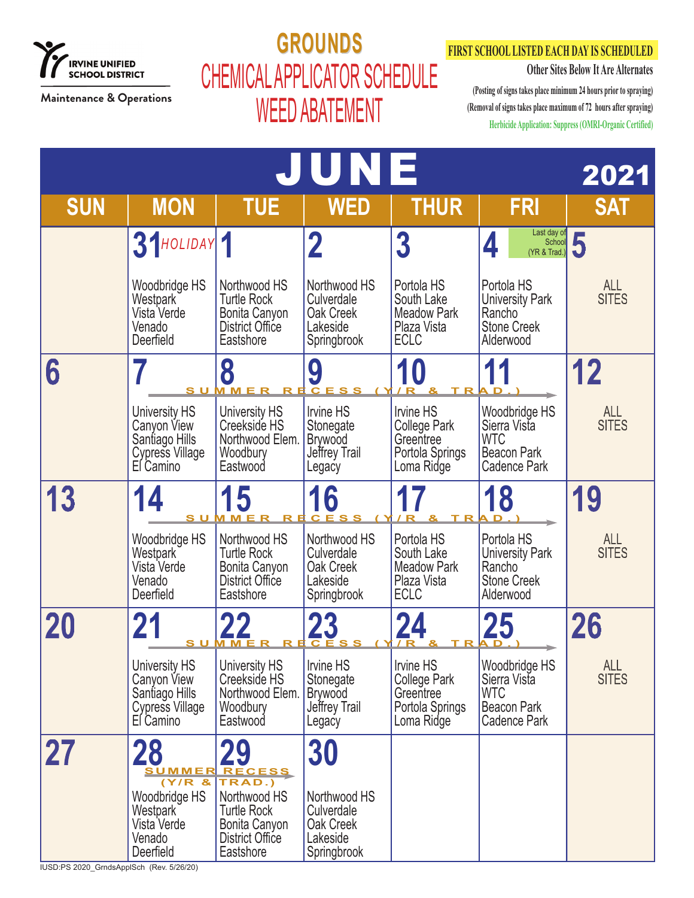IRVINE UNIFIED SCHOOL DISTRICT

Maintenance & Operations

# GROUNDS
## CHEMICAL APPLICATOR SCHEDULE
## WEED ABATEMENT

**FIRST SCHOOL LISTED EACH DAY IS SCHEDULED**

Other Sites Below It Are Alternates

(Posting of signs takes place minimum 24 hours prior to spraying)

(Removal of signs takes place maximum of 72 hours after spraying)

Herbicide Application: Suppress (OMRI-Organic Certified)

# JUNE 2021

| SUN | MON | TUE | WED | THUR | FRI | SAT |
|---|---|---|---|---|---|---|
| | **31** HOLIDAY<br>Woodbridge HS<br>Westpark<br>Vista Verde<br>Venado<br>Deerfield | **1**<br>Northwood HS<br>Turtle Rock<br>Bonita Canyon<br>District Office<br>Eastshore | **2**<br>Northwood HS<br>Culverdale<br>Oak Creek<br>Lakeside<br>Springbrook | **3**<br>Portola HS<br>South Lake<br>Meadow Park<br>Plaza Vista<br>ECLC | **4** Last day of School (YR & Trad.)<br>Portola HS<br>University Park<br>Rancho<br>Stone Creek<br>Alderwood | **5**<br>ALL SITES |
| **6** | **7** SUMMER RECESS (Y/R & TRAD.) →<br>University HS<br>Canyon View<br>Santiago Hills<br>Cypress Village<br>El Camino | **8**<br>University HS<br>Creekside HS<br>Northwood Elem.<br>Woodbury<br>Eastwood | **9**<br>Irvine HS<br>Stonegate<br>Brywood<br>Jeffrey Trail<br>Legacy | **10**<br>Irvine HS<br>College Park<br>Greentree<br>Portola Springs<br>Loma Ridge | **11**<br>Woodbridge HS<br>Sierra Vista<br>WTC<br>Beacon Park<br>Cadence Park | **12**<br>ALL SITES |
| **13** | **14** SUMMER RECESS (Y/R & TRAD.) →<br>Woodbridge HS<br>Westpark<br>Vista Verde<br>Venado<br>Deerfield | **15**<br>Northwood HS<br>Turtle Rock<br>Bonita Canyon<br>District Office<br>Eastshore | **16**<br>Northwood HS<br>Culverdale<br>Oak Creek<br>Lakeside<br>Springbrook | **17**<br>Portola HS<br>South Lake<br>Meadow Park<br>Plaza Vista<br>ECLC | **18**<br>Portola HS<br>University Park<br>Rancho<br>Stone Creek<br>Alderwood | **19**<br>ALL SITES |
| **20** | **21** SUMMER RECESS (Y/R & TRAD.) →<br>University HS<br>Canyon View<br>Santiago Hills<br>Cypress Village<br>El Camino | **22**<br>University HS<br>Creekside HS<br>Northwood Elem.<br>Woodbury<br>Eastwood | **23**<br>Irvine HS<br>Stonegate<br>Brywood<br>Jeffrey Trail<br>Legacy | **24**<br>Irvine HS<br>College Park<br>Greentree<br>Portola Springs<br>Loma Ridge | **25**<br>Woodbridge HS<br>Sierra Vista<br>WTC<br>Beacon Park<br>Cadence Park | **26**<br>ALL SITES |
| **27** | **28** SUMMER RECESS (Y/R & TRAD.) →<br>Woodbridge HS<br>Westpark<br>Vista Verde<br>Venado<br>Deerfield | **29**<br>Northwood HS<br>Turtle Rock<br>Bonita Canyon<br>District Office<br>Eastshore | **30**<br>Northwood HS<br>Culverdale<br>Oak Creek<br>Lakeside<br>Springbrook | | | |

IUSD:PS 2020_GrndsApplSch (Rev. 5/26/20)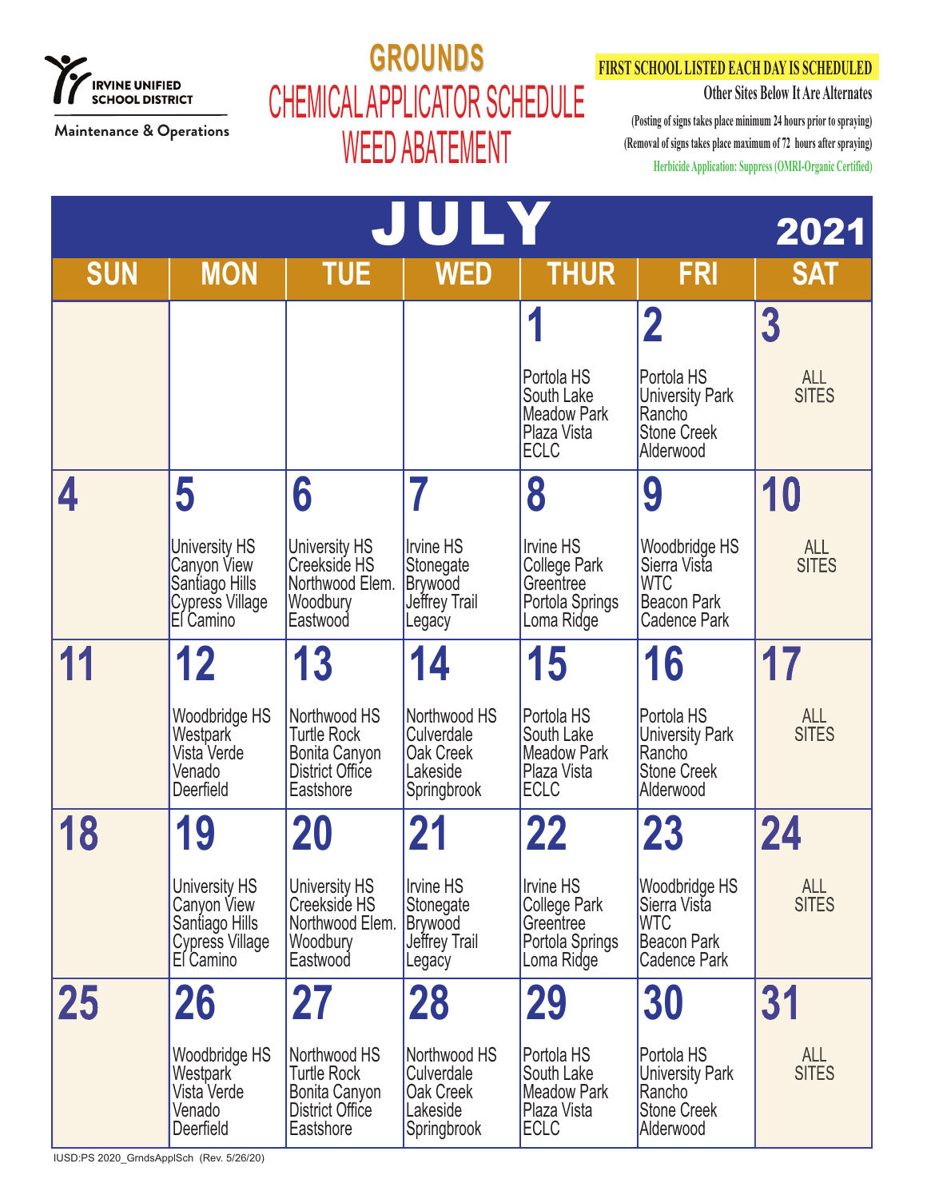IRVINE UNIFIED SCHOOL DISTRICT

Maintenance & Operations

# GROUNDS
# CHEMICAL APPLICATOR SCHEDULE
# WEED ABATEMENT

**FIRST SCHOOL LISTED EACH DAY IS SCHEDULED**

**Other Sites Below It Are Alternates**

(Posting of signs takes place minimum 24 hours prior to spraying)

(Removal of signs takes place maximum of 72 hours after spraying)

Herbicide Application: Suppress (OMRI-Organic Certified)

## JULY 2021

| SUN | MON | TUE | WED | THUR | FRI | SAT |
|---|---|---|---|---|---|---|
| | | | | **1**<br>Portola HS<br>South Lake<br>Meadow Park<br>Plaza Vista<br>ECLC | **2**<br>Portola HS<br>University Park<br>Rancho<br>Stone Creek<br>Alderwood | **3**<br>ALL SITES |
| **4** | **5**<br>University HS<br>Canyon View<br>Santiago Hills<br>Cypress Village<br>El Camino | **6**<br>University HS<br>Creekside HS<br>Northwood Elem.<br>Woodbury<br>Eastwood | **7**<br>Irvine HS<br>Stonegate<br>Brywood<br>Jeffrey Trail<br>Legacy | **8**<br>Irvine HS<br>College Park<br>Greentree<br>Portola Springs<br>Loma Ridge | **9**<br>Woodbridge HS<br>Sierra Vista<br>WTC<br>Beacon Park<br>Cadence Park | **10**<br>ALL SITES |
| **11** | **12**<br>Woodbridge HS<br>Westpark<br>Vista Verde<br>Venado<br>Deerfield | **13**<br>Northwood HS<br>Turtle Rock<br>Bonita Canyon<br>District Office<br>Eastshore | **14**<br>Northwood HS<br>Culverdale<br>Oak Creek<br>Lakeside<br>Springbrook | **15**<br>Portola HS<br>South Lake<br>Meadow Park<br>Plaza Vista<br>ECLC | **16**<br>Portola HS<br>University Park<br>Rancho<br>Stone Creek<br>Alderwood | **17**<br>ALL SITES |
| **18** | **19**<br>University HS<br>Canyon View<br>Santiago Hills<br>Cypress Village<br>El Camino | **20**<br>University HS<br>Creekside HS<br>Northwood Elem.<br>Woodbury<br>Eastwood | **21**<br>Irvine HS<br>Stonegate<br>Brywood<br>Jeffrey Trail<br>Legacy | **22**<br>Irvine HS<br>College Park<br>Greentree<br>Portola Springs<br>Loma Ridge | **23**<br>Woodbridge HS<br>Sierra Vista<br>WTC<br>Beacon Park<br>Cadence Park | **24**<br>ALL SITES |
| **25** | **26**<br>Woodbridge HS<br>Westpark<br>Vista Verde<br>Venado<br>Deerfield | **27**<br>Northwood HS<br>Turtle Rock<br>Bonita Canyon<br>District Office<br>Eastshore | **28**<br>Northwood HS<br>Culverdale<br>Oak Creek<br>Lakeside<br>Springbrook | **29**<br>Portola HS<br>South Lake<br>Meadow Park<br>Plaza Vista<br>ECLC | **30**<br>Portola HS<br>University Park<br>Rancho<br>Stone Creek<br>Alderwood | **31**<br>ALL SITES |

IUSD:PS 2020_GrndsApplSch (Rev. 5/26/20)